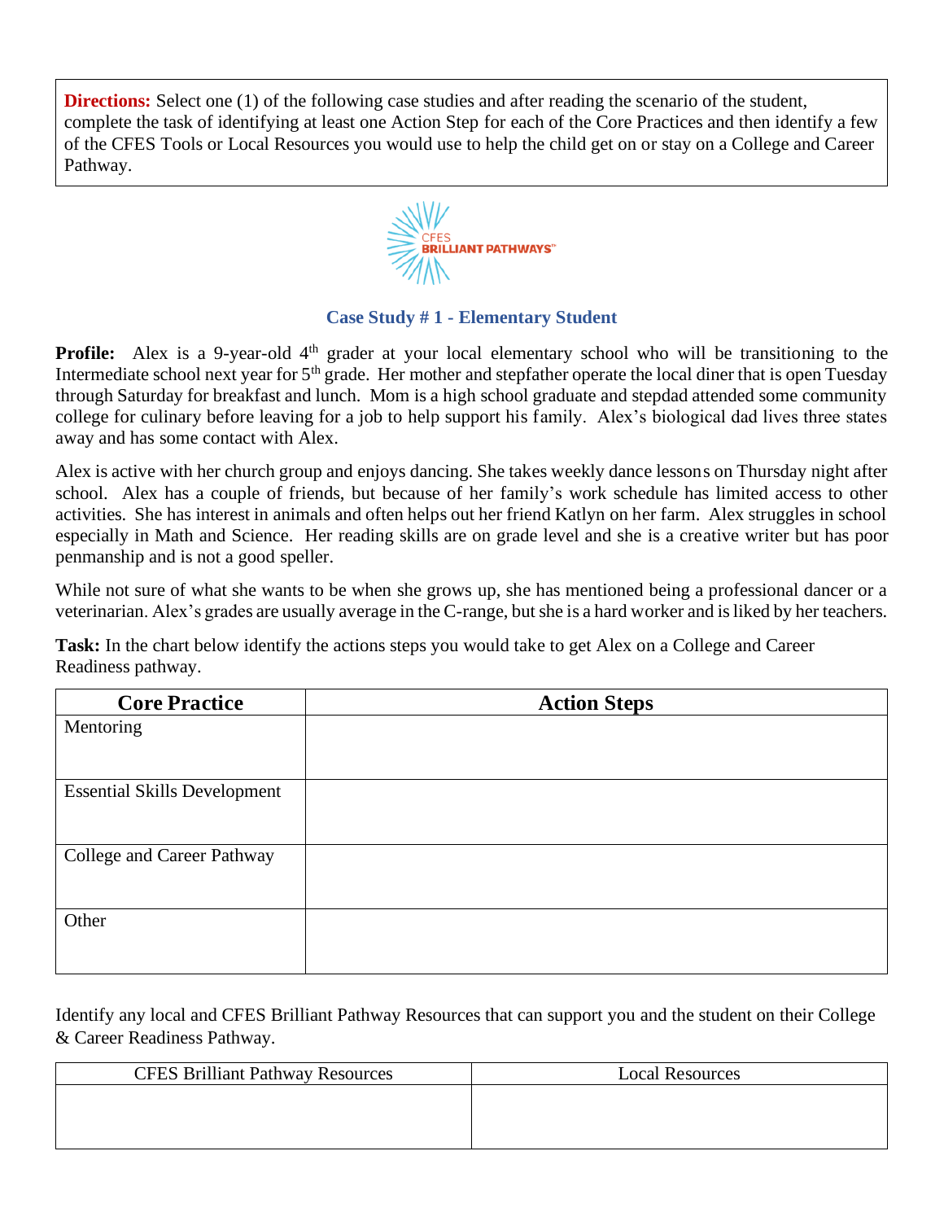**Directions:** Select one (1) of the following case studies and after reading the scenario of the student, complete the task of identifying at least one Action Step for each of the Core Practices and then identify a few of the CFES Tools or Local Resources you would use to help the child get on or stay on a College and Career Pathway.

CFES BRILLIANT PATHWAYS™

## Case Study # 1 - Elementary Student

**Profile:** Alex is a 9-year-old 4th grader at your local elementary school who will be transitioning to the Intermediate school next year for 5th grade. Her mother and stepfather operate the local diner that is open Tuesday through Saturday for breakfast and lunch. Mom is a high school graduate and stepdad attended some community college for culinary before leaving for a job to help support his family. Alex's biological dad lives three states away and has some contact with Alex.

Alex is active with her church group and enjoys dancing. She takes weekly dance lessons on Thursday night after school. Alex has a couple of friends, but because of her family's work schedule has limited access to other activities. She has interest in animals and often helps out her friend Katlyn on her farm. Alex struggles in school especially in Math and Science. Her reading skills are on grade level and she is a creative writer but has poor penmanship and is not a good speller.

While not sure of what she wants to be when she grows up, she has mentioned being a professional dancer or a veterinarian. Alex's grades are usually average in the C-range, but she is a hard worker and is liked by her teachers.

**Task:** In the chart below identify the actions steps you would take to get Alex on a College and Career Readiness pathway.

| Core Practice | Action Steps |
|---|---|
| Mentoring | |
| Essential Skills Development | |
| College and Career Pathway | |
| Other | |

Identify any local and CFES Brilliant Pathway Resources that can support you and the student on their College & Career Readiness Pathway.

| CFES Brilliant Pathway Resources | Local Resources |
|---|---|
| | |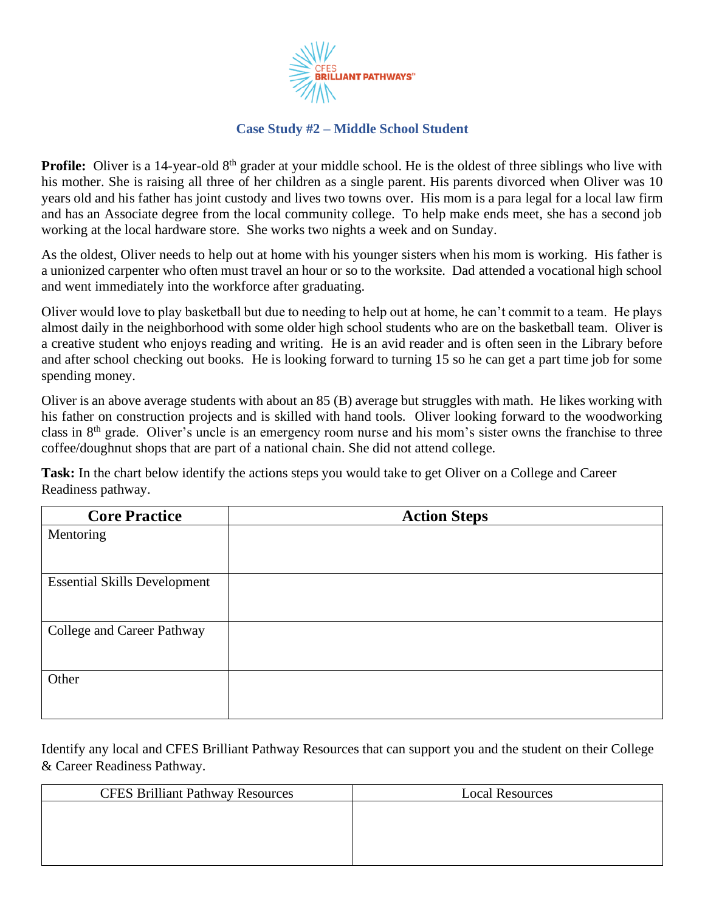## Case Study #2 – Middle School Student

**Profile:** Oliver is a 14-year-old 8th grader at your middle school. He is the oldest of three siblings who live with his mother. She is raising all three of her children as a single parent. His parents divorced when Oliver was 10 years old and his father has joint custody and lives two towns over. His mom is a para legal for a local law firm and has an Associate degree from the local community college. To help make ends meet, she has a second job working at the local hardware store. She works two nights a week and on Sunday.

As the oldest, Oliver needs to help out at home with his younger sisters when his mom is working. His father is a unionized carpenter who often must travel an hour or so to the worksite. Dad attended a vocational high school and went immediately into the workforce after graduating.

Oliver would love to play basketball but due to needing to help out at home, he can't commit to a team. He plays almost daily in the neighborhood with some older high school students who are on the basketball team. Oliver is a creative student who enjoys reading and writing. He is an avid reader and is often seen in the Library before and after school checking out books. He is looking forward to turning 15 so he can get a part time job for some spending money.

Oliver is an above average students with about an 85 (B) average but struggles with math. He likes working with his father on construction projects and is skilled with hand tools. Oliver looking forward to the woodworking class in 8th grade. Oliver's uncle is an emergency room nurse and his mom's sister owns the franchise to three coffee/doughnut shops that are part of a national chain. She did not attend college.

**Task:** In the chart below identify the actions steps you would take to get Oliver on a College and Career Readiness pathway.

| Core Practice | Action Steps |
|---|---|
| Mentoring | |
| Essential Skills Development | |
| College and Career Pathway | |
| Other | |

Identify any local and CFES Brilliant Pathway Resources that can support you and the student on their College & Career Readiness Pathway.

| CFES Brilliant Pathway Resources | Local Resources |
|---|---|
| | |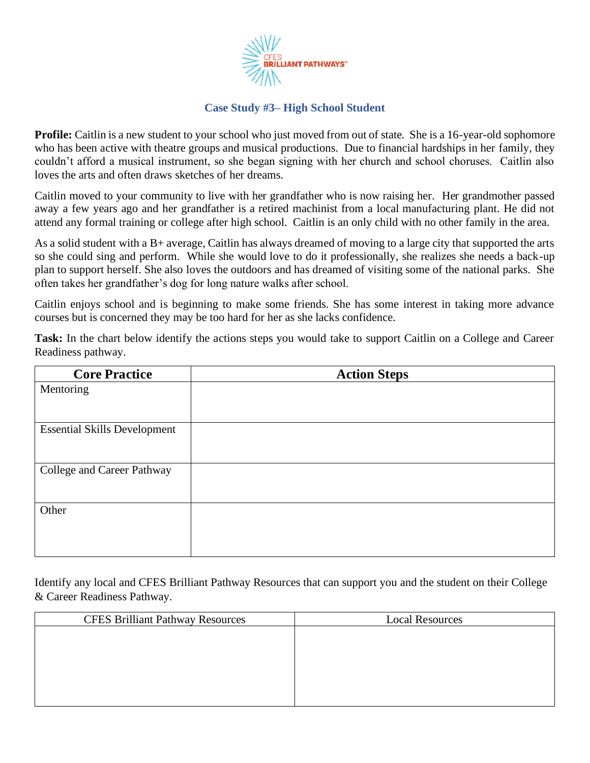## Case Study #3– High School Student

**Profile:** Caitlin is a new student to your school who just moved from out of state. She is a 16-year-old sophomore who has been active with theatre groups and musical productions. Due to financial hardships in her family, they couldn't afford a musical instrument, so she began signing with her church and school choruses. Caitlin also loves the arts and often draws sketches of her dreams.

Caitlin moved to your community to live with her grandfather who is now raising her. Her grandmother passed away a few years ago and her grandfather is a retired machinist from a local manufacturing plant. He did not attend any formal training or college after high school. Caitlin is an only child with no other family in the area.

As a solid student with a B+ average, Caitlin has always dreamed of moving to a large city that supported the arts so she could sing and perform. While she would love to do it professionally, she realizes she needs a back-up plan to support herself. She also loves the outdoors and has dreamed of visiting some of the national parks. She often takes her grandfather's dog for long nature walks after school.

Caitlin enjoys school and is beginning to make some friends. She has some interest in taking more advance courses but is concerned they may be too hard for her as she lacks confidence.

**Task:** In the chart below identify the actions steps you would take to support Caitlin on a College and Career Readiness pathway.

| Core Practice | Action Steps |
|---|---|
| Mentoring | |
| Essential Skills Development | |
| College and Career Pathway | |
| Other | |

Identify any local and CFES Brilliant Pathway Resources that can support you and the student on their College & Career Readiness Pathway.

| CFES Brilliant Pathway Resources | Local Resources |
|---|---|
| | |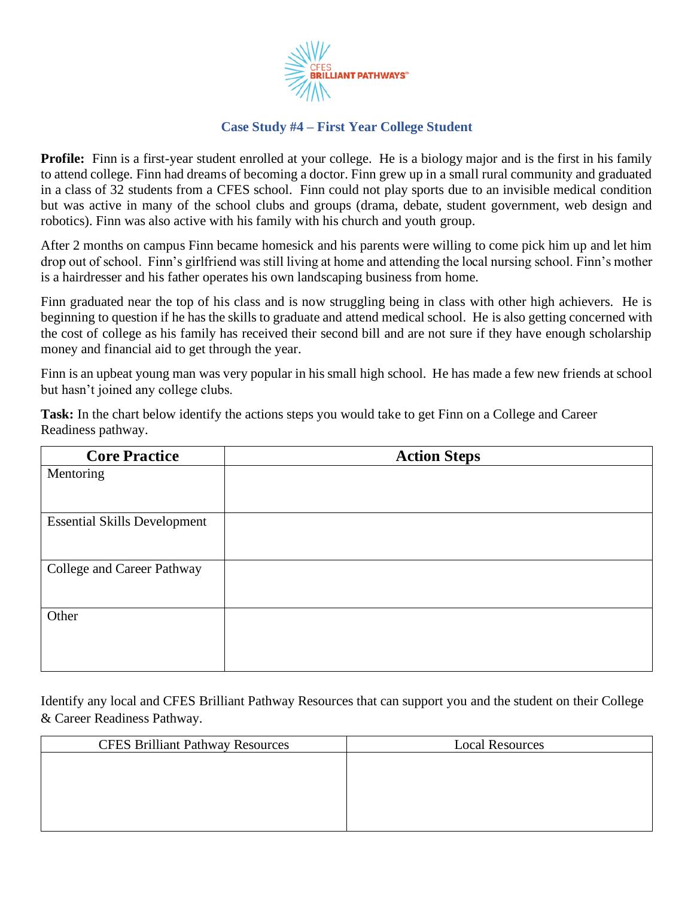## Case Study #4 – First Year College Student

**Profile:** Finn is a first-year student enrolled at your college. He is a biology major and is the first in his family to attend college. Finn had dreams of becoming a doctor. Finn grew up in a small rural community and graduated in a class of 32 students from a CFES school. Finn could not play sports due to an invisible medical condition but was active in many of the school clubs and groups (drama, debate, student government, web design and robotics). Finn was also active with his family with his church and youth group.

After 2 months on campus Finn became homesick and his parents were willing to come pick him up and let him drop out of school. Finn's girlfriend was still living at home and attending the local nursing school. Finn's mother is a hairdresser and his father operates his own landscaping business from home.

Finn graduated near the top of his class and is now struggling being in class with other high achievers. He is beginning to question if he has the skills to graduate and attend medical school. He is also getting concerned with the cost of college as his family has received their second bill and are not sure if they have enough scholarship money and financial aid to get through the year.

Finn is an upbeat young man was very popular in his small high school. He has made a few new friends at school but hasn't joined any college clubs.

**Task:** In the chart below identify the actions steps you would take to get Finn on a College and Career Readiness pathway.

| Core Practice | Action Steps |
|---|---|
| Mentoring | |
| Essential Skills Development | |
| College and Career Pathway | |
| Other | |

Identify any local and CFES Brilliant Pathway Resources that can support you and the student on their College & Career Readiness Pathway.

| CFES Brilliant Pathway Resources | Local Resources |
|---|---|
| | |